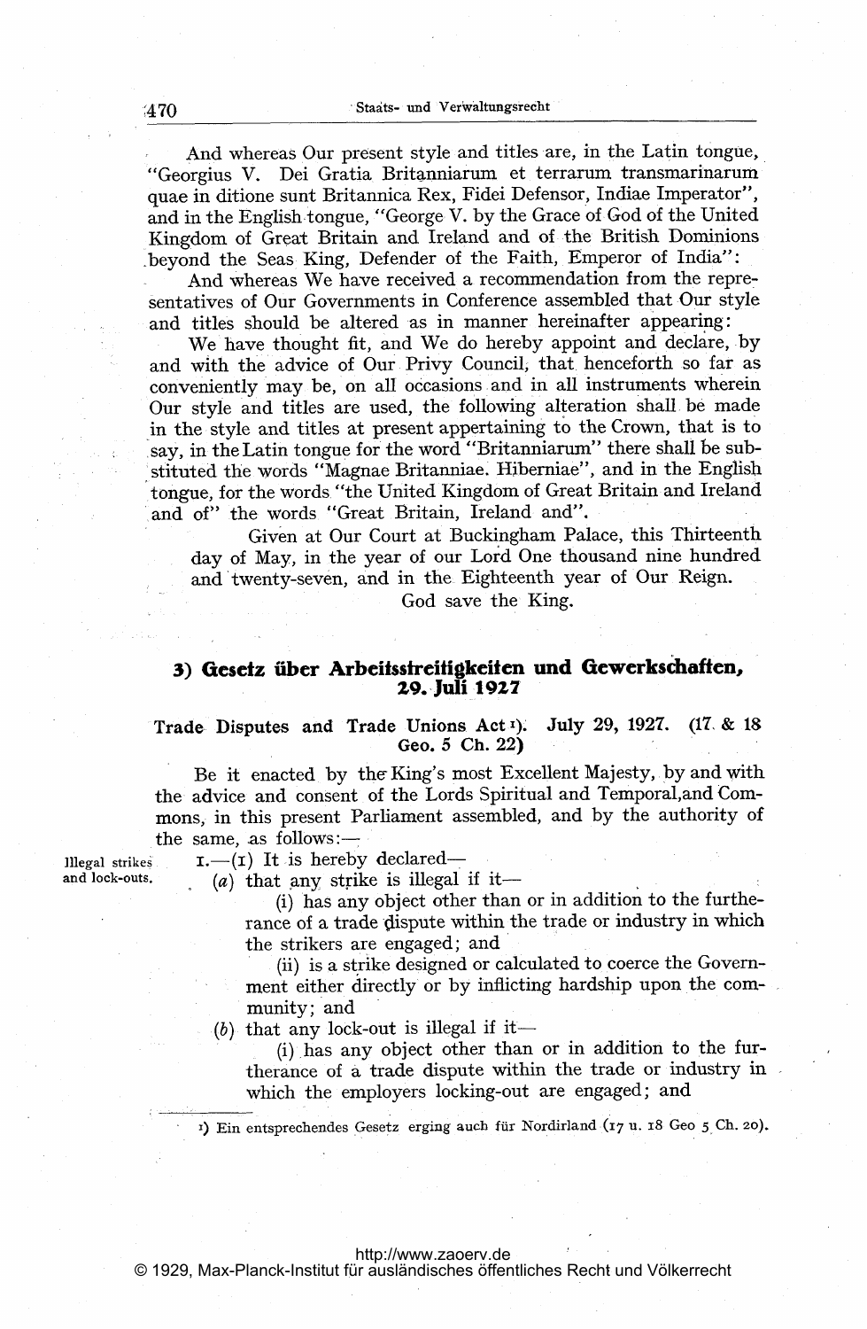And whereas Our present style and titles are, in the Latin tongue, "Georgius V. Dei Gratia Britanniarum et terrarum transmarinarum quae in ditione sunt Britannica Rex, Fidei Defensor, Indiae Imperator", and in the English tongue, "George V. by the Grace of God of the United Kingdom of Great Britain and Ireland and of the British Dominions beyond the Seas King, Defender of the Faith, Emperor of India":

And whereas We have received a recommendation from the representatives of Our Governments in Conference assembled that Our style and titles should be altered as in manner hereinafter appearing:

We have thought fit, and We do hereby appoint and declare, by and with the advice of Our Privy Council, that henceforth so far as conveniently may be, on all occasions and in all instruments wherein Our style and titles are used, the following alteration shall be made in the style and titles at present appertaining to the Crown, that is to say, in the Latin tongue for the word "Britanniarum" there shall be substituted the words "Magnae Britanniae. Hiberniae", and in the English tongue, for the words "the United Kingdom of Great Britain and Ireland and of" the words "Great Britain, Ireland and".

Given at Our Court at Buckingham Palace, this Thirteenth day of May, in the year of our Lord One thousand nine hundred and twenty-seven, and in the Eighteenth year of Our Reign.

God save the King.

## 3) Gesetz über Arbeitsstreitigkeiten und Gewerkschaften, 29. Juli 1927

**Trade Disputes and Trade Unions Act**[1]**. July 29, 1927. (17 & 18 Geo. 5 Ch. 22)**

Be it enacted by the King's most Excellent Majesty, by and with the advice and consent of the Lords Spiritual and Temporal, and Commons, in this present Parliament assembled, and by the authority of the same, as follows:—

Illegal strikes and lock-outs.

1.—(1) It is hereby declared—

(*a*) that any strike is illegal if it—

(i) has any object other than or in addition to the furtherance of a trade dispute within the trade or industry in which the strikers are engaged; and

(ii) is a strike designed or calculated to coerce the Government either directly or by inflicting hardship upon the community; and

(*b*) that any lock-out is illegal if it—

(i) has any object other than or in addition to the furtherance of a trade dispute within the trade or industry in which the employers locking-out are engaged; and

---

[1]) Ein entsprechendes Gesetz erging auch für Nordirland (17 u. 18 Geo 5 Ch. 20).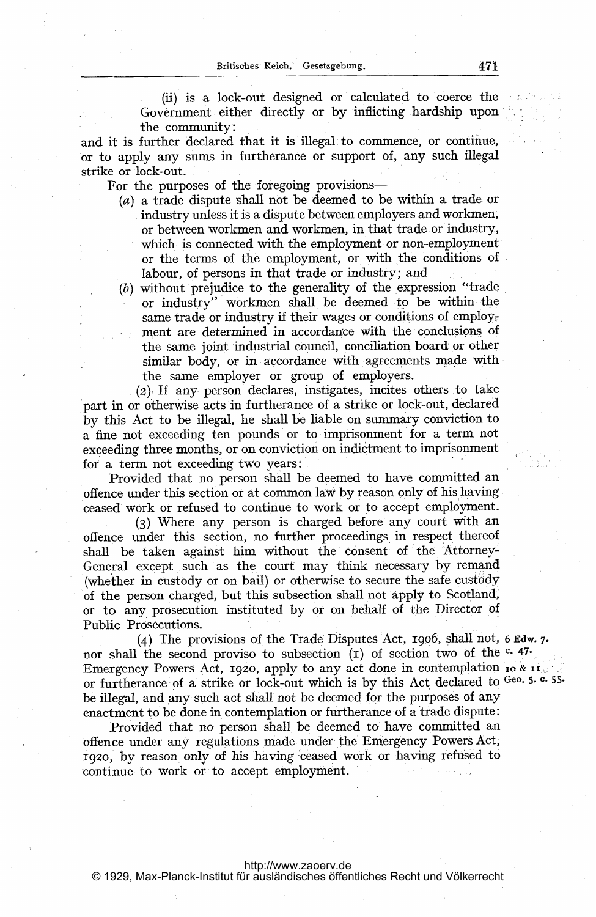(ii) is a lock-out designed or calculated to coerce the Government either directly or by inflicting hardship upon the community:

and it is further declared that it is illegal to commence, or continue, or to apply any sums in furtherance or support of, any such illegal strike or lock-out.

For the purposes of the foregoing provisions—

(*a*) a trade dispute shall not be deemed to be within a trade or industry unless it is a dispute between employers and workmen, or between workmen and workmen, in that trade or industry, which is connected with the employment or non-employment or the terms of the employment, or with the conditions of labour, of persons in that trade or industry; and

(*b*) without prejudice to the generality of the expression "trade or industry" workmen shall be deemed to be within the same trade or industry if their wages or conditions of employment are determined in accordance with the conclusions of the same joint industrial council, conciliation board or other similar body, or in accordance with agreements made with the same employer or group of employers.

(2) If any person declares, instigates, incites others to take part in or otherwise acts in furtherance of a strike or lock-out, declared by this Act to be illegal, he shall be liable on summary conviction to a fine not exceeding ten pounds or to imprisonment for a term not exceeding three months, or on conviction on indictment to imprisonment for a term not exceeding two years:

Provided that no person shall be deemed to have committed an offence under this section or at common law by reason only of his having ceased work or refused to continue to work or to accept employment.

(3) Where any person is charged before any court with an offence under this section, no further proceedings in respect thereof shall be taken against him without the consent of the Attorney-General except such as the court may think necessary by remand (whether in custody or on bail) or otherwise to secure the safe custody of the person charged, but this subsection shall not apply to Scotland, or to any prosecution instituted by or on behalf of the Director of Public Prosecutions.

(4) The provisions of the Trade Disputes Act, 1906, shall not, nor shall the second proviso to subsection (1) of section two of the Emergency Powers Act, 1920, apply to any act done in contemplation or furtherance of a strike or lock-out which is by this Act declared to be illegal, and any such act shall not be deemed for the purposes of any enactment to be done in contemplation or furtherance of a trade dispute:

6 Edw. 7. c. 47. 10 & 11 Geo. 5. c. 55.

Provided that no person shall be deemed to have committed an offence under any regulations made under the Emergency Powers Act, 1920, by reason only of his having ceased work or having refused to continue to work or to accept employment.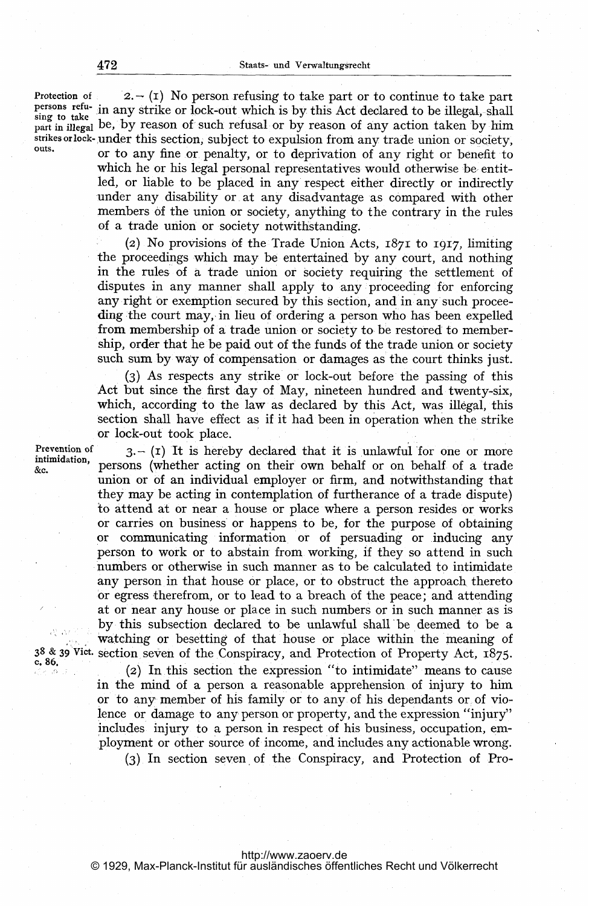*Protection of persons refusing to take part in illegal strikes or lock-outs.*

2.– (1) No person refusing to take part or to continue to take part in any strike or lock-out which is by this Act declared to be illegal, shall be, by reason of such refusal or by reason of any action taken by him under this section, subject to expulsion from any trade union or society, or to any fine or penalty, or to deprivation of any right or benefit to which he or his legal personal representatives would otherwise be entitled, or liable to be placed in any respect either directly or indirectly under any disability or at any disadvantage as compared with other members of the union or society, anything to the contrary in the rules of a trade union or society notwithstanding.

(2) No provisions of the Trade Union Acts, 1871 to 1917, limiting the proceedings which may be entertained by any court, and nothing in the rules of a trade union or society requiring the settlement of disputes in any manner shall apply to any proceeding for enforcing any right or exemption secured by this section, and in any such proceeding the court may, in lieu of ordering a person who has been expelled from membership of a trade union or society to be restored to membership, order that he be paid out of the funds of the trade union or society such sum by way of compensation or damages as the court thinks just.

(3) As respects any strike or lock-out before the passing of this Act but since the first day of May, nineteen hundred and twenty-six, which, according to the law as declared by this Act, was illegal, this section shall have effect as if it had been in operation when the strike or lock-out took place.

*Prevention of intimidation, &c.*

3.– (1) It is hereby declared that it is unlawful for one or more persons (whether acting on their own behalf or on behalf of a trade union or of an individual employer or firm, and notwithstanding that they may be acting in contemplation of furtherance of a trade dispute) to attend at or near a house or place where a person resides or works or carries on business or happens to be, for the purpose of obtaining or communicating information or of persuading or inducing any person to work or to abstain from working, if they so attend in such numbers or otherwise in such manner as to be calculated to intimidate any person in that house or place, or to obstruct the approach thereto or egress therefrom, or to lead to a breach of the peace; and attending at or near any house or place in such numbers or in such manner as is by this subsection declared to be unlawful shall be deemed to be a watching or besetting of that house or place within the meaning of section seven of the Conspiracy, and Protection of Property Act, 1875.

*38 & 39 Vict. c. 86.*

(2) In this section the expression "to intimidate" means to cause in the mind of a person a reasonable apprehension of injury to him or to any member of his family or to any of his dependants or of violence or damage to any person or property, and the expression "injury" includes injury to a person in respect of his business, occupation, employment or other source of income, and includes any actionable wrong.

(3) In section seven of the Conspiracy, and Protection of Pro-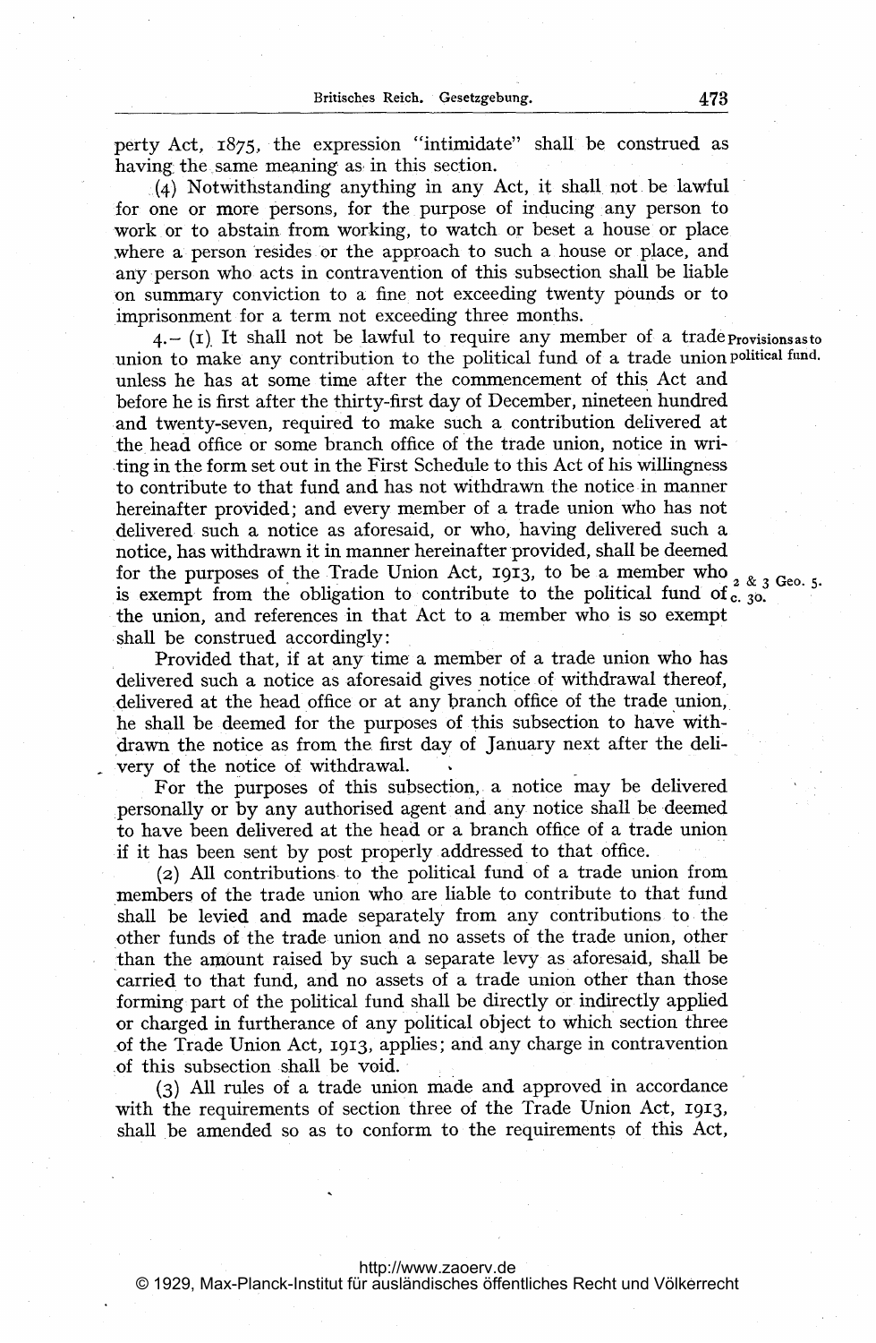perty Act, 1875, the expression "intimidate" shall be construed as having the same meaning as in this section.

(4) Notwithstanding anything in any Act, it shall not be lawful for one or more persons, for the purpose of inducing any person to work or to abstain from working, to watch or beset a house or place where a person resides or the approach to such a house or place, and any person who acts in contravention of this subsection shall be liable on summary conviction to a fine not exceeding twenty pounds or to imprisonment for a term not exceeding three months.

4.— (1) It shall not be lawful to require any member of a trade union to make any contribution to the political fund of a trade union unless he has at some time after the commencement of this Act and before he is first after the thirty-first day of December, nineteen hundred and twenty-seven, required to make such a contribution delivered at the head office or some branch office of the trade union, notice in writing in the form set out in the First Schedule to this Act of his willingness to contribute to that fund and has not withdrawn the notice in manner hereinafter provided; and every member of a trade union who has not delivered such a notice as aforesaid, or who, having delivered such a notice, has withdrawn it in manner hereinafter provided, shall be deemed for the purposes of the Trade Union Act, 1913, to be a member who is exempt from the obligation to contribute to the political fund of the union, and references in that Act to a member who is so exempt shall be construed accordingly:

Provisions as to political fund.

2 & 3 Geo. 5. c. 30.

Provided that, if at any time a member of a trade union who has delivered such a notice as aforesaid gives notice of withdrawal thereof, delivered at the head office or at any branch office of the trade union, he shall be deemed for the purposes of this subsection to have withdrawn the notice as from the first day of January next after the delivery of the notice of withdrawal.

For the purposes of this subsection, a notice may be delivered personally or by any authorised agent and any notice shall be deemed to have been delivered at the head or a branch office of a trade union if it has been sent by post properly addressed to that office.

(2) All contributions to the political fund of a trade union from members of the trade union who are liable to contribute to that fund shall be levied and made separately from any contributions to the other funds of the trade union and no assets of the trade union, other than the amount raised by such a separate levy as aforesaid, shall be carried to that fund, and no assets of a trade union other than those forming part of the political fund shall be directly or indirectly applied or charged in furtherance of any political object to which section three of the Trade Union Act, 1913, applies; and any charge in contravention of this subsection shall be void.

(3) All rules of a trade union made and approved in accordance with the requirements of section three of the Trade Union Act, 1913, shall be amended so as to conform to the requirements of this Act,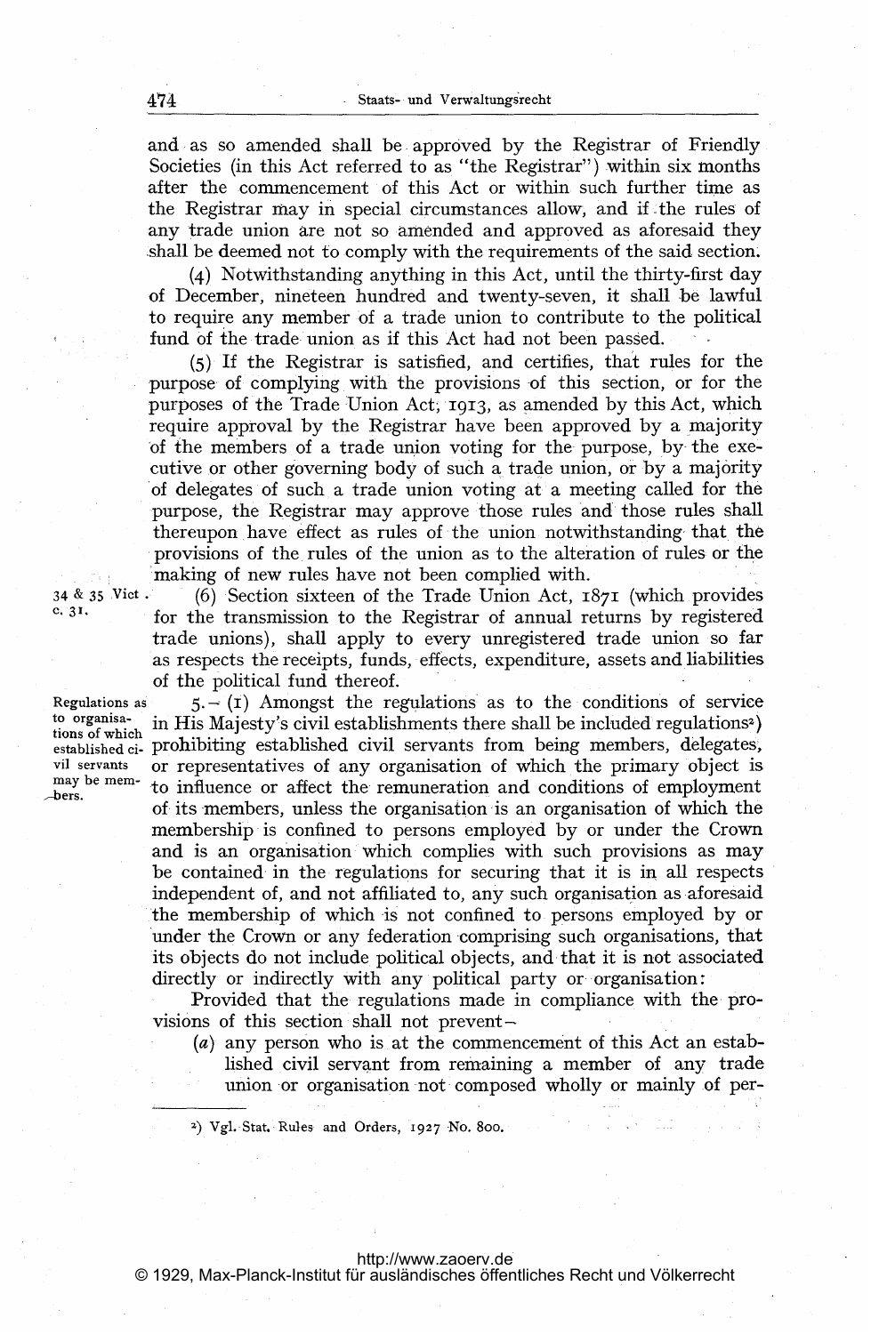and as so amended shall be approved by the Registrar of Friendly Societies (in this Act referred to as "the Registrar") within six months after the commencement of this Act or within such further time as the Registrar may in special circumstances allow, and if the rules of any trade union are not so amended and approved as aforesaid they shall be deemed not to comply with the requirements of the said section.

(4) Notwithstanding anything in this Act, until the thirty-first day of December, nineteen hundred and twenty-seven, it shall be lawful to require any member of a trade union to contribute to the political fund of the trade union as if this Act had not been passed.

(5) If the Registrar is satisfied, and certifies, that rules for the purpose of complying with the provisions of this section, or for the purposes of the Trade Union Act, 1913, as amended by this Act, which require approval by the Registrar have been approved by a majority of the members of a trade union voting for the purpose, by the executive or other governing body of such a trade union, or by a majority of delegates of such a trade union voting at a meeting called for the purpose, the Registrar may approve those rules and those rules shall thereupon have effect as rules of the union notwithstanding that the provisions of the rules of the union as to the alteration of rules or the making of new rules have not been complied with.

34 & 35 Vict. c. 31.

(6) Section sixteen of the Trade Union Act, 1871 (which provides for the transmission to the Registrar of annual returns by registered trade unions), shall apply to every unregistered trade union so far as respects the receipts, funds, effects, expenditure, assets and liabilities of the political fund thereof.

Regulations as to organisations of which established civil servants may be members.

5.—(1) Amongst the regulations as to the conditions of service in His Majesty's civil establishments there shall be included regulations[2]) prohibiting established civil servants from being members, delegates, or representatives of any organisation of which the primary object is to influence or affect the remuneration and conditions of employment of its members, unless the organisation is an organisation of which the membership is confined to persons employed by or under the Crown and is an organisation which complies with such provisions as may be contained in the regulations for securing that it is in all respects independent of, and not affiliated to, any such organisation as aforesaid the membership of which is not confined to persons employed by or under the Crown or any federation comprising such organisations, that its objects do not include political objects, and that it is not associated directly or indirectly with any political party or organisation:

Provided that the regulations made in compliance with the provisions of this section shall not prevent—

(*a*) any person who is at the commencement of this Act an established civil servant from remaining a member of any trade union or organisation not composed wholly or mainly of per-

---

[2]) Vgl. Stat. Rules and Orders, 1927 No. 800.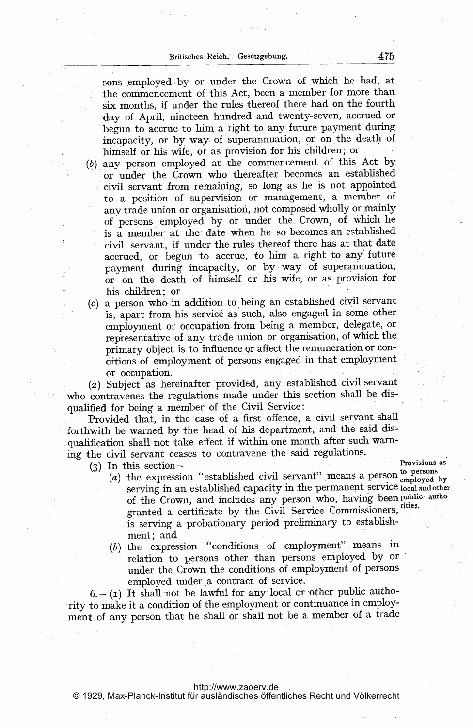sons employed by or under the Crown of which he had, at the commencement of this Act, been a member for more than six months, if under the rules thereof there had on the fourth day of April, nineteen hundred and twenty-seven, accrued or begun to accrue to him a right to any future payment during incapacity, or by way of superannuation, or on the death of himself or his wife, or as provision for his children; or

(*b*) any person employed at the commencement of this Act by or under the Crown who thereafter becomes an established civil servant from remaining, so long as he is not appointed to a position of supervision or management, a member of any trade union or organisation, not composed wholly or mainly of persons employed by or under the Crown, of which he is a member at the date when he so becomes an established civil servant, if under the rules thereof there has at that date accrued, or begun to accrue, to him a right to any future payment during incapacity, or by way of superannuation, or on the death of himself or his wife, or as provision for his children; or

(*c*) a person who in addition to being an established civil servant is, apart from his service as such, also engaged in some other employment or occupation from being a member, delegate, or representative of any trade union or organisation, of which the primary object is to influence or affect the remuneration or conditions of employment of persons engaged in that employment or occupation.

(2) Subject as hereinafter provided, any established civil servant who contravenes the regulations made under this section shall be disqualified for being a member of the Civil Service:

Provided that, in the case of a first offence, a civil servant shall forthwith be warned by the head of his department, and the said disqualification shall not take effect if within one month after such warning the civil servant ceases to contravene the said regulations.

(3) In this section—

(*a*) the expression "established civil servant" means a person serving in an established capacity in the permanent service of the Crown, and includes any person who, having been granted a certificate by the Civil Service Commissioners, is serving a probationary period preliminary to establishment; and

(*b*) the expression "conditions of employment" means in relation to persons other than persons employed by or under the Crown the conditions of employment of persons employed under a contract of service.

**Provisions as to persons employed by local and other public authorities.**

6.—(1) It shall not be lawful for any local or other public authority to make it a condition of the employment or continuance in employment of any person that he shall or shall not be a member of a trade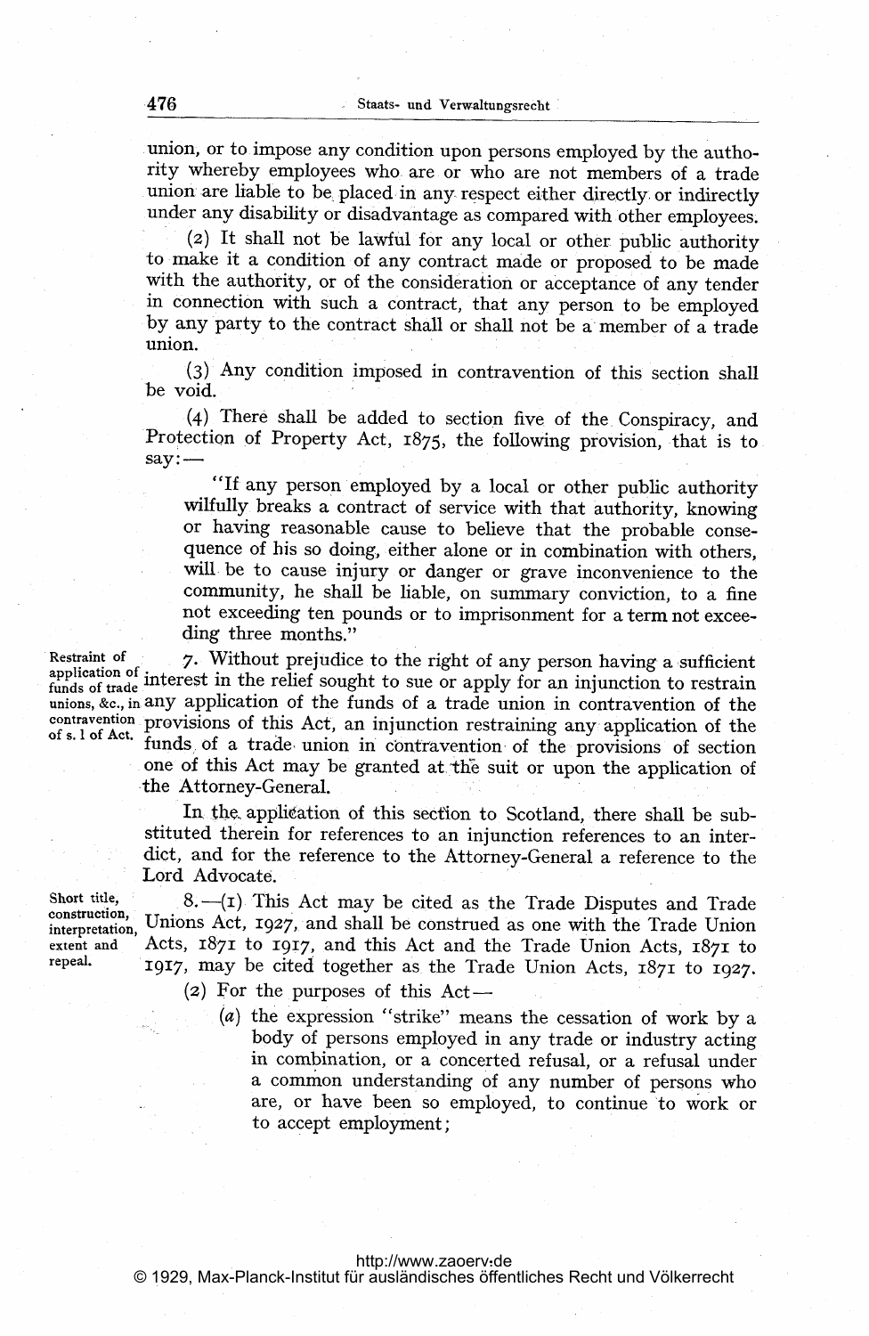union, or to impose any condition upon persons employed by the authority whereby employees who are or who are not members of a trade union are liable to be placed in any respect either directly or indirectly under any disability or disadvantage as compared with other employees.

(2) It shall not be lawful for any local or other public authority to make it a condition of any contract made or proposed to be made with the authority, or of the consideration or acceptance of any tender in connection with such a contract, that any person to be employed by any party to the contract shall or shall not be a member of a trade union.

(3) Any condition imposed in contravention of this section shall be void.

(4) There shall be added to section five of the Conspiracy, and Protection of Property Act, 1875, the following provision, that is to say:—

> "If any person employed by a local or other public authority wilfully breaks a contract of service with that authority, knowing or having reasonable cause to believe that the probable consequence of his so doing, either alone or in combination with others, will be to cause injury or danger or grave inconvenience to the community, he shall be liable, on summary conviction, to a fine not exceeding ten pounds or to imprisonment for a term not exceeding three months."

*Restraint of application of funds of trade unions, &c., in contravention of s. 1 of Act.*

7. Without prejudice to the right of any person having a sufficient interest in the relief sought to sue or apply for an injunction to restrain any application of the funds of a trade union in contravention of the provisions of this Act, an injunction restraining any application of the funds of a trade union in contravention of the provisions of section one of this Act may be granted at the suit or upon the application of the Attorney-General.

In the application of this section to Scotland, there shall be substituted therein for references to an injunction references to an interdict, and for the reference to the Attorney-General a reference to the Lord Advocate.

*Short title, construction, interpretation, extent and repeal.*

8.—(1) This Act may be cited as the Trade Disputes and Trade Unions Act, 1927, and shall be construed as one with the Trade Union Acts, 1871 to 1917, and this Act and the Trade Union Acts, 1871 to 1917, may be cited together as the Trade Union Acts, 1871 to 1927.

(2) For the purposes of this Act—

(*a*) the expression "strike" means the cessation of work by a body of persons employed in any trade or industry acting in combination, or a concerted refusal, or a refusal under a common understanding of any number of persons who are, or have been so employed, to continue to work or to accept employment;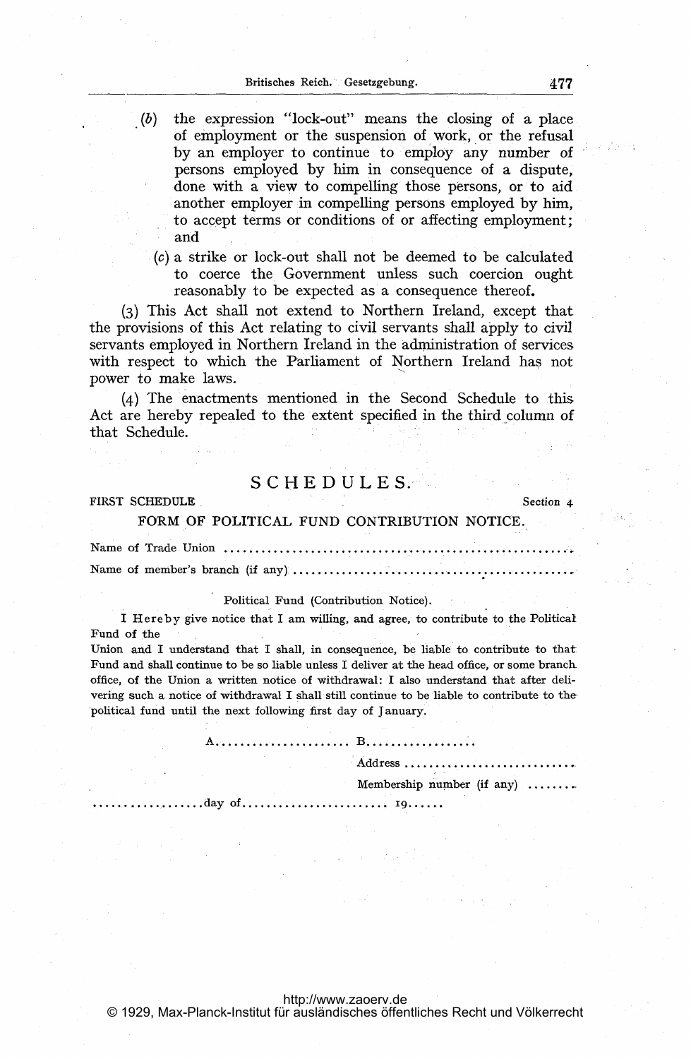(b) the expression "lock-out" means the closing of a place of employment or the suspension of work, or the refusal by an employer to continue to employ any number of persons employed by him in consequence of a dispute, done with a view to compelling those persons, or to aid another employer in compelling persons employed by him, to accept terms or conditions of or affecting employment; and

(c) a strike or lock-out shall not be deemed to be calculated to coerce the Government unless such coercion ought reasonably to be expected as a consequence thereof.

(3) This Act shall not extend to Northern Ireland, except that the provisions of this Act relating to civil servants shall apply to civil servants employed in Northern Ireland in the administration of services with respect to which the Parliament of Northern Ireland has not power to make laws.

(4) The enactments mentioned in the Second Schedule to this Act are hereby repealed to the extent specified in the third column of that Schedule.

## SCHEDULES.

FIRST SCHEDULE — Section 4

### FORM OF POLITICAL FUND CONTRIBUTION NOTICE.

Name of Trade Union ........................................................

Name of member's branch (if any) ................................................

Political Fund (Contribution Notice).

I Hereby give notice that I am willing, and agree, to contribute to the Political Fund of the

Union and I understand that I shall, in consequence, be liable to contribute to that Fund and shall continue to be so liable unless I deliver at the head office, or some branch office, of the Union a written notice of withdrawal: I also understand that after delivering such a notice of withdrawal I shall still continue to be liable to contribute to the political fund until the next following first day of January.

A...................... B..................

Address ............................

Membership number (if any) ........

..................day of........................ 19......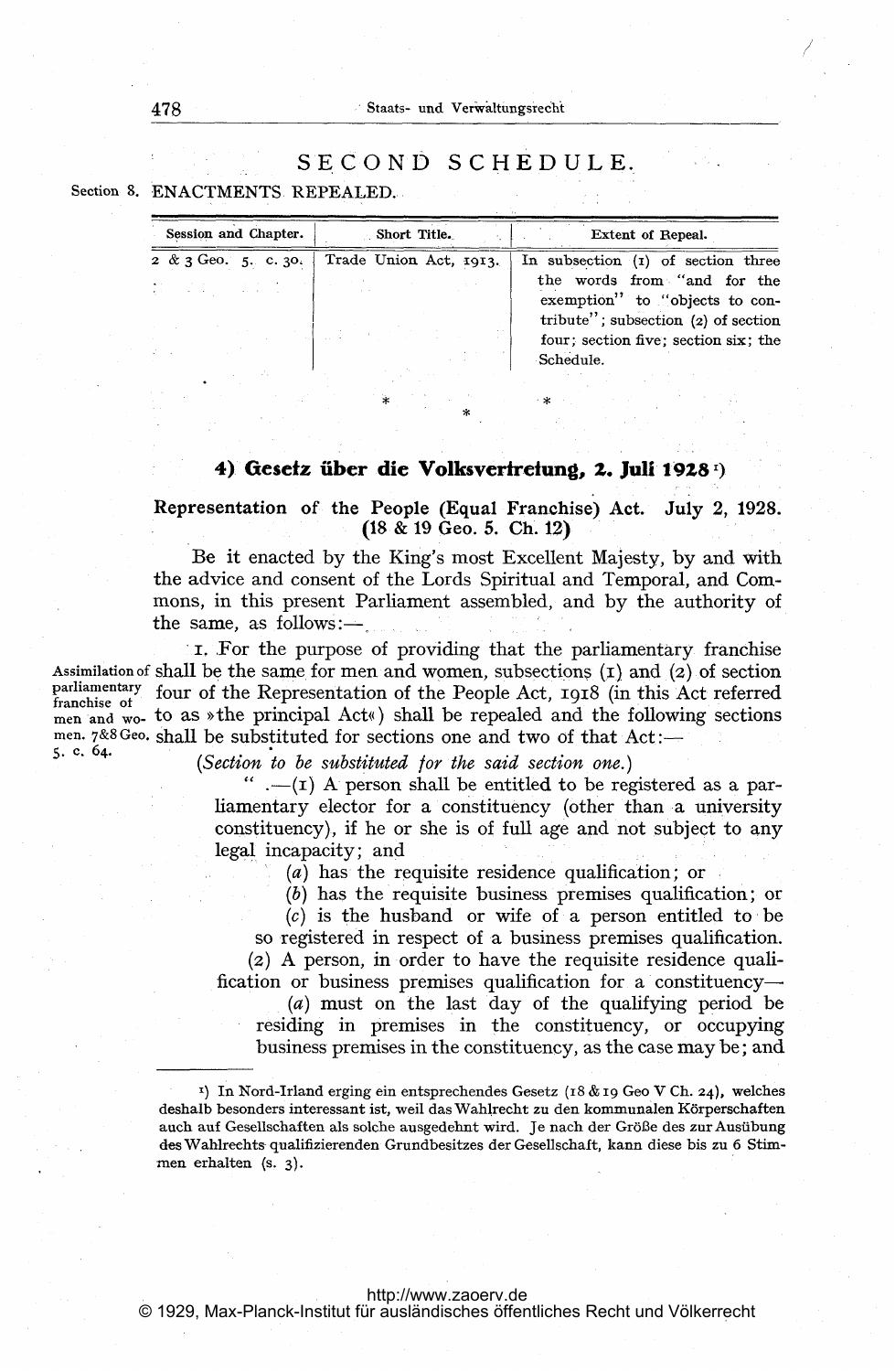## SECOND SCHEDULE.

Section 8. ENACTMENTS REPEALED.

| Session and Chapter. | Short Title. | Extent of Repeal. |
|---|---|---|
| 2 & 3 Geo. 5. c. 30. | Trade Union Act, 1913. | In subsection (1) of section three the words from "and for the exemption" to "objects to contribute"; subsection (2) of section four; section five; section six; the Schedule. |

\* \* \*

### 4) Gesetz über die Volksvertretung, 2. Juli 1928 [1])

**Representation of the People (Equal Franchise) Act. July 2, 1928. (18 & 19 Geo. 5. Ch. 12)**

Be it enacted by the King's most Excellent Majesty, by and with the advice and consent of the Lords Spiritual and Temporal, and Commons, in this present Parliament assembled, and by the authority of the same, as follows:—

Assimilation of parliamentary franchise of men and women. 7 & 8 Geo. 5. c. 64.

1. For the purpose of providing that the parliamentary franchise shall be the same for men and women, subsections (1) and (2) of section four of the Representation of the People Act, 1918 (in this Act referred to as »the principal Act«) shall be repealed and the following sections shall be substituted for sections one and two of that Act:—

*(Section to be substituted for the said section one.)*

" .—(1) A person shall be entitled to be registered as a parliamentary elector for a constituency (other than a university constituency), if he or she is of full age and not subject to any legal incapacity; and

(*a*) has the requisite residence qualification; or

(*b*) has the requisite business premises qualification; or

(*c*) is the husband or wife of a person entitled to be so registered in respect of a business premises qualification.

(2) A person, in order to have the requisite residence qualification or business premises qualification for a constituency—

(*a*) must on the last day of the qualifying period be residing in premises in the constituency, or occupying business premises in the constituency, as the case may be; and

---

[1]) In Nord-Irland erging ein entsprechendes Gesetz (18 & 19 Geo V Ch. 24), welches deshalb besonders interessant ist, weil das Wahlrecht zu den kommunalen Körperschaften auch auf Gesellschaften als solche ausgedehnt wird. Je nach der Größe des zur Ausübung des Wahlrechts qualifizierenden Grundbesitzes der Gesellschaft, kann diese bis zu 6 Stimmen erhalten (s. 3).